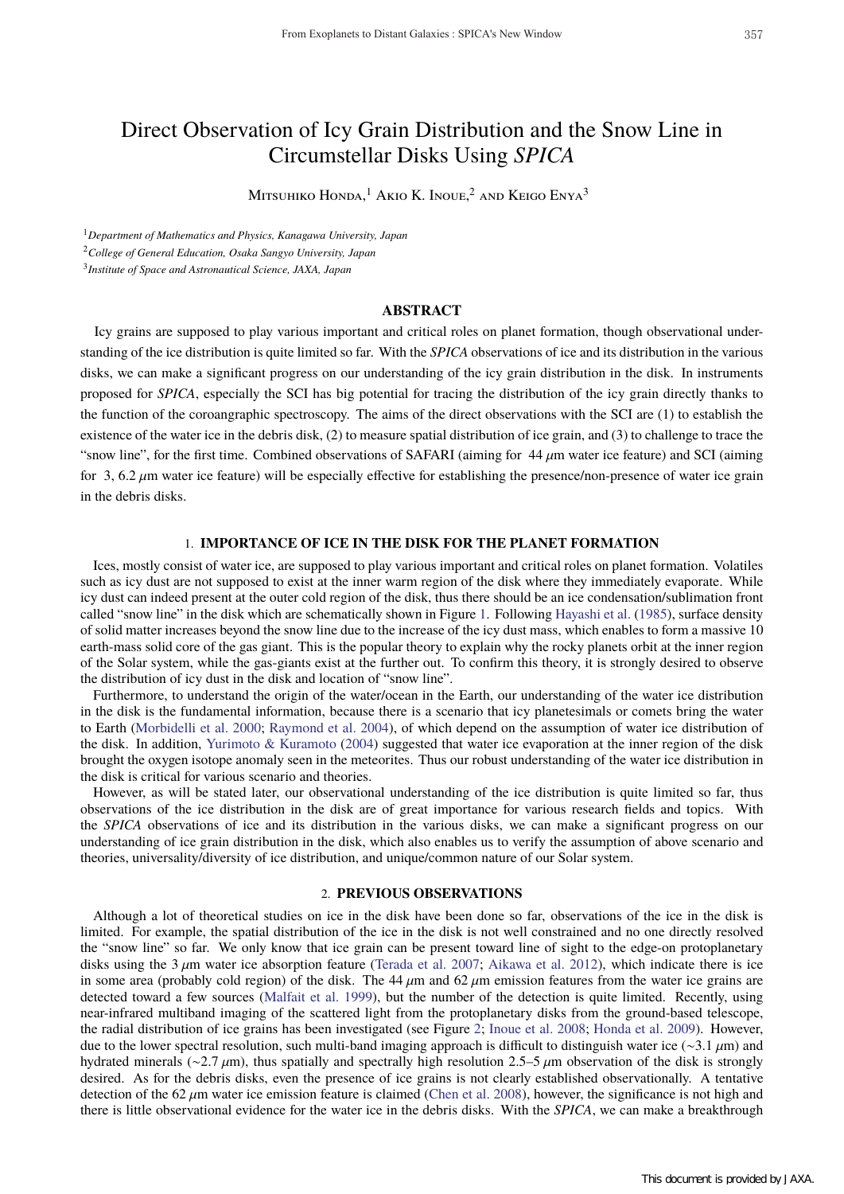# Direct Observation of Icy Grain Distribution and the Snow Line in Circumstellar Disks Using *SPICA*

Mitsuhiko Honda,[1] Akio K. Inoue,[2] and Keigo Enya[3]

[1] *Department of Mathematics and Physics, Kanagawa University, Japan*
[2] *College of General Education, Osaka Sangyo University, Japan*
[3] *Institute of Space and Astronautical Science, JAXA, Japan*

## ABSTRACT

Icy grains are supposed to play various important and critical roles on planet formation, though observational understanding of the ice distribution is quite limited so far. With the *SPICA* observations of ice and its distribution in the various disks, we can make a significant progress on our understanding of the icy grain distribution in the disk. In instruments proposed for *SPICA*, especially the SCI has big potential for tracing the distribution of the icy grain directly thanks to the function of the coroangraphic spectroscopy. The aims of the direct observations with the SCI are (1) to establish the existence of the water ice in the debris disk, (2) to measure spatial distribution of ice grain, and (3) to challenge to trace the "snow line", for the first time. Combined observations of SAFARI (aiming for 44 $\mu$m water ice feature) and SCI (aiming for 3, 6.2 $\mu$m water ice feature) will be especially effective for establishing the presence/non-presence of water ice grain in the debris disks.

## 1. IMPORTANCE OF ICE IN THE DISK FOR THE PLANET FORMATION

Ices, mostly consist of water ice, are supposed to play various important and critical roles on planet formation. Volatiles such as icy dust are not supposed to exist at the inner warm region of the disk where they immediately evaporate. While icy dust can indeed present at the outer cold region of the disk, thus there should be an ice condensation/sublimation front called "snow line" in the disk which are schematically shown in Figure 1. Following Hayashi et al. (1985), surface density of solid matter increases beyond the snow line due to the increase of the icy dust mass, which enables to form a massive 10 earth-mass solid core of the gas giant. This is the popular theory to explain why the rocky planets orbit at the inner region of the Solar system, while the gas-giants exist at the further out. To confirm this theory, it is strongly desired to observe the distribution of icy dust in the disk and location of "snow line".

Furthermore, to understand the origin of the water/ocean in the Earth, our understanding of the water ice distribution in the disk is the fundamental information, because there is a scenario that icy planetesimals or comets bring the water to Earth (Morbidelli et al. 2000; Raymond et al. 2004), of which depend on the assumption of water ice distribution of the disk. In addition, Yurimoto & Kuramoto (2004) suggested that water ice evaporation at the inner region of the disk brought the oxygen isotope anomaly seen in the meteorites. Thus our robust understanding of the water ice distribution in the disk is critical for various scenario and theories.

However, as will be stated later, our observational understanding of the ice distribution is quite limited so far, thus observations of the ice distribution in the disk are of great importance for various research fields and topics. With the *SPICA* observations of ice and its distribution in the various disks, we can make a significant progress on our understanding of ice grain distribution in the disk, which also enables us to verify the assumption of above scenario and theories, universality/diversity of ice distribution, and unique/common nature of our Solar system.

## 2. PREVIOUS OBSERVATIONS

Although a lot of theoretical studies on ice in the disk have been done so far, observations of the ice in the disk is limited. For example, the spatial distribution of the ice in the disk is not well constrained and no one directly resolved the "snow line" so far. We only know that ice grain can be present toward line of sight to the edge-on protoplanetary disks using the 3 $\mu$m water ice absorption feature (Terada et al. 2007; Aikawa et al. 2012), which indicate there is ice in some area (probably cold region) of the disk. The 44 $\mu$m and 62 $\mu$m emission features from the water ice grains are detected toward a few sources (Malfait et al. 1999), but the number of the detection is quite limited. Recently, using near-infrared multiband imaging of the scattered light from the protoplanetary disks from the ground-based telescope, the radial distribution of ice grains has been investigated (see Figure 2; Inoue et al. 2008; Honda et al. 2009). However, due to the lower spectral resolution, such multi-band imaging approach is difficult to distinguish water ice (~3.1 $\mu$m) and hydrated minerals (~2.7 $\mu$m), thus spatially and spectrally high resolution 2.5–5 $\mu$m observation of the disk is strongly desired. As for the debris disks, even the presence of ice grains is not clearly established observationally. A tentative detection of the 62 $\mu$m water ice emission feature is claimed (Chen et al. 2008), however, the significance is not high and there is little observational evidence for the water ice in the debris disks. With the *SPICA*, we can make a breakthrough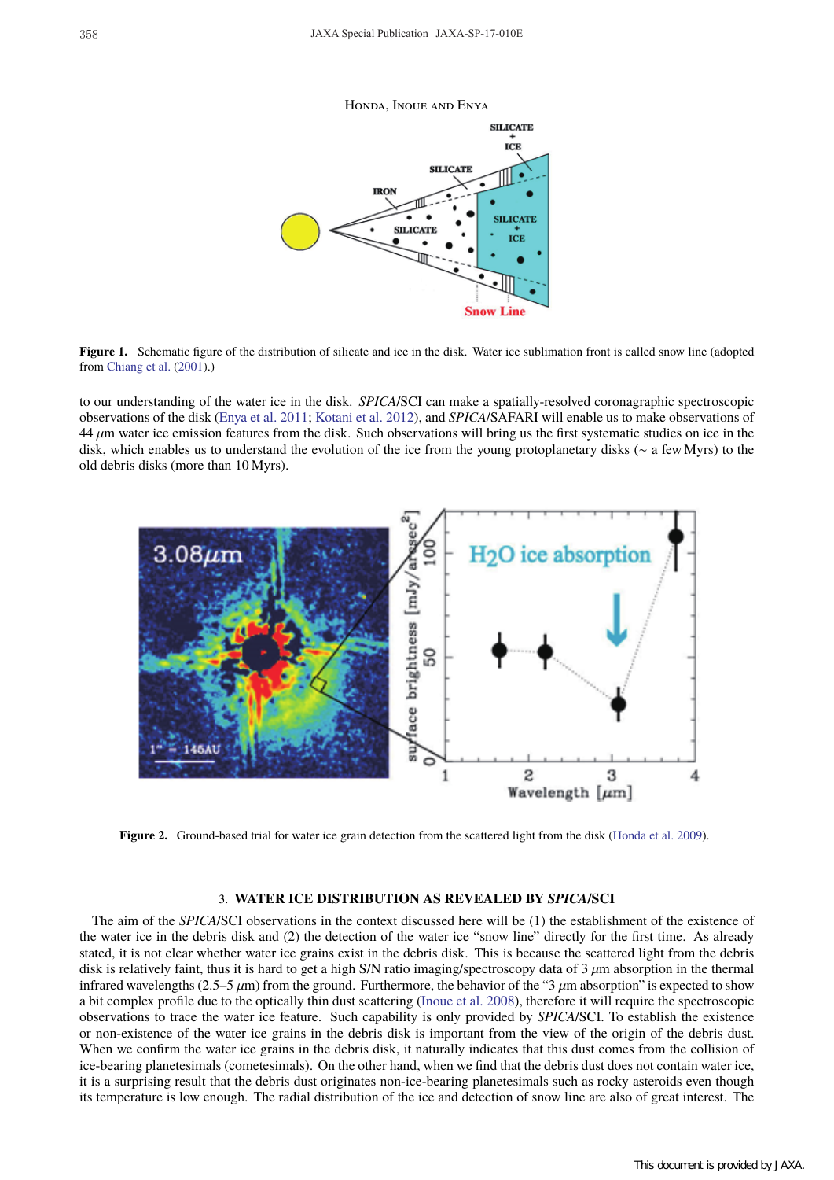**Figure 1.** Schematic figure of the distribution of silicate and ice in the disk. Water ice sublimation front is called snow line (adopted from Chiang et al. (2001).)

to our understanding of the water ice in the disk. *SPICA*/SCI can make a spatially-resolved coronagraphic spectroscopic observations of the disk (Enya et al. 2011; Kotani et al. 2012), and *SPICA*/SAFARI will enable us to make observations of 44 $\mu$m water ice emission features from the disk. Such observations will bring us the first systematic studies on ice in the disk, which enables us to understand the evolution of the ice from the young protoplanetary disks ($\sim$ a few Myrs) to the old debris disks (more than 10 Myrs).

**Figure 2.** Ground-based trial for water ice grain detection from the scattered light from the disk (Honda et al. 2009).

## 3. WATER ICE DISTRIBUTION AS REVEALED BY *SPICA*/SCI

The aim of the *SPICA*/SCI observations in the context discussed here will be (1) the establishment of the existence of the water ice in the debris disk and (2) the detection of the water ice "snow line" directly for the first time. As already stated, it is not clear whether water ice grains exist in the debris disk. This is because the scattered light from the debris disk is relatively faint, thus it is hard to get a high S/N ratio imaging/spectroscopy data of 3 $\mu$m absorption in the thermal infrared wavelengths (2.5–5 $\mu$m) from the ground. Furthermore, the behavior of the "3 $\mu$m absorption" is expected to show a bit complex profile due to the optically thin dust scattering (Inoue et al. 2008), therefore it will require the spectroscopic observations to trace the water ice feature. Such capability is only provided by *SPICA*/SCI. To establish the existence or non-existence of the water ice grains in the debris disk is important from the view of the origin of the debris dust. When we confirm the water ice grains in the debris disk, it naturally indicates that this dust comes from the collision of ice-bearing planetesimals (cometesimals). On the other hand, when we find that the debris dust does not contain water ice, it is a surprising result that the debris dust originates non-ice-bearing planetesimals such as rocky asteroids even though its temperature is low enough. The radial distribution of the ice and detection of snow line are also of great interest. The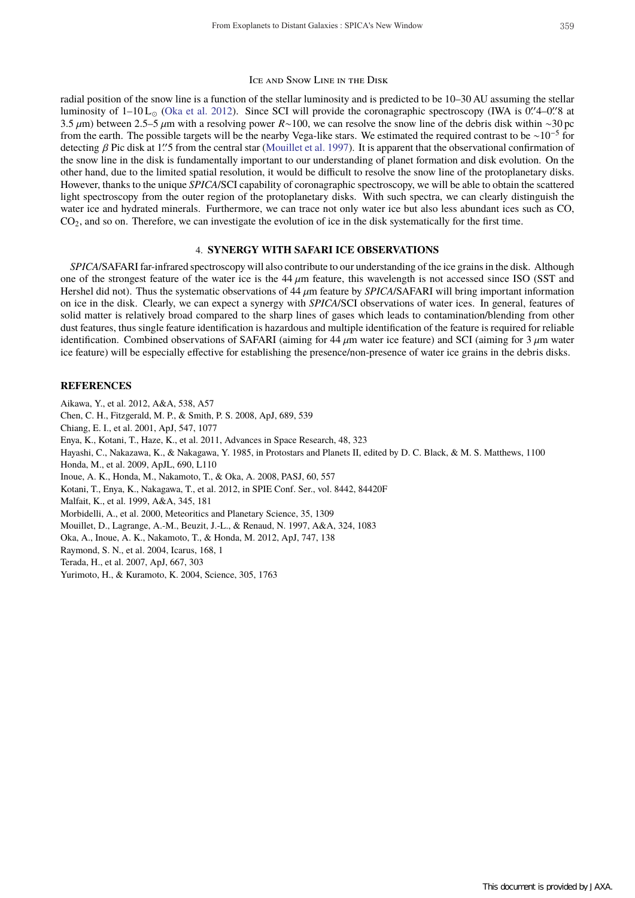radial position of the snow line is a function of the stellar luminosity and is predicted to be 10–30 AU assuming the stellar luminosity of 1–10 $L_\odot$ (Oka et al. 2012). Since SCI will provide the coronagraphic spectroscopy (IWA is 0.″4–0.″8 at 3.5 $\mu$m) between 2.5–5 $\mu$m with a resolving power $R$~100, we can resolve the snow line of the debris disk within ~30 pc from the earth. The possible targets will be the nearby Vega-like stars. We estimated the required contrast to be ~$10^{-5}$ for detecting $\beta$ Pic disk at 1.″5 from the central star (Mouillet et al. 1997). It is apparent that the observational confirmation of the snow line in the disk is fundamentally important to our understanding of planet formation and disk evolution. On the other hand, due to the limited spatial resolution, it would be difficult to resolve the snow line of the protoplanetary disks. However, thanks to the unique *SPICA*/SCI capability of coronagraphic spectroscopy, we will be able to obtain the scattered light spectroscopy from the outer region of the protoplanetary disks. With such spectra, we can clearly distinguish the water ice and hydrated minerals. Furthermore, we can trace not only water ice but also less abundant ices such as CO, $CO_2$, and so on. Therefore, we can investigate the evolution of ice in the disk systematically for the first time.

## 4. SYNERGY WITH SAFARI ICE OBSERVATIONS

*SPICA*/SAFARI far-infrared spectroscopy will also contribute to our understanding of the ice grains in the disk. Although one of the strongest feature of the water ice is the 44 $\mu$m feature, this wavelength is not accessed since ISO (SST and Hershel did not). Thus the systematic observations of 44 $\mu$m feature by *SPICA*/SAFARI will bring important information on ice in the disk. Clearly, we can expect a synergy with *SPICA*/SCI observations of water ices. In general, features of solid matter is relatively broad compared to the sharp lines of gases which leads to contamination/blending from other dust features, thus single feature identification is hazardous and multiple identification of the feature is required for reliable identification. Combined observations of SAFARI (aiming for 44 $\mu$m water ice feature) and SCI (aiming for 3 $\mu$m water ice feature) will be especially effective for establishing the presence/non-presence of water ice grains in the debris disks.

## REFERENCES

Aikawa, Y., et al. 2012, A&A, 538, A57
Chen, C. H., Fitzgerald, M. P., & Smith, P. S. 2008, ApJ, 689, 539
Chiang, E. I., et al. 2001, ApJ, 547, 1077
Enya, K., Kotani, T., Haze, K., et al. 2011, Advances in Space Research, 48, 323
Hayashi, C., Nakazawa, K., & Nakagawa, Y. 1985, in Protostars and Planets II, edited by D. C. Black, & M. S. Matthews, 1100
Honda, M., et al. 2009, ApJL, 690, L110
Inoue, A. K., Honda, M., Nakamoto, T., & Oka, A. 2008, PASJ, 60, 557
Kotani, T., Enya, K., Nakagawa, T., et al. 2012, in SPIE Conf. Ser., vol. 8442, 84420F
Malfait, K., et al. 1999, A&A, 345, 181
Morbidelli, A., et al. 2000, Meteoritics and Planetary Science, 35, 1309
Mouillet, D., Lagrange, A.-M., Beuzit, J.-L., & Renaud, N. 1997, A&A, 324, 1083
Oka, A., Inoue, A. K., Nakamoto, T., & Honda, M. 2012, ApJ, 747, 138
Raymond, S. N., et al. 2004, Icarus, 168, 1
Terada, H., et al. 2007, ApJ, 667, 303
Yurimoto, H., & Kuramoto, K. 2004, Science, 305, 1763